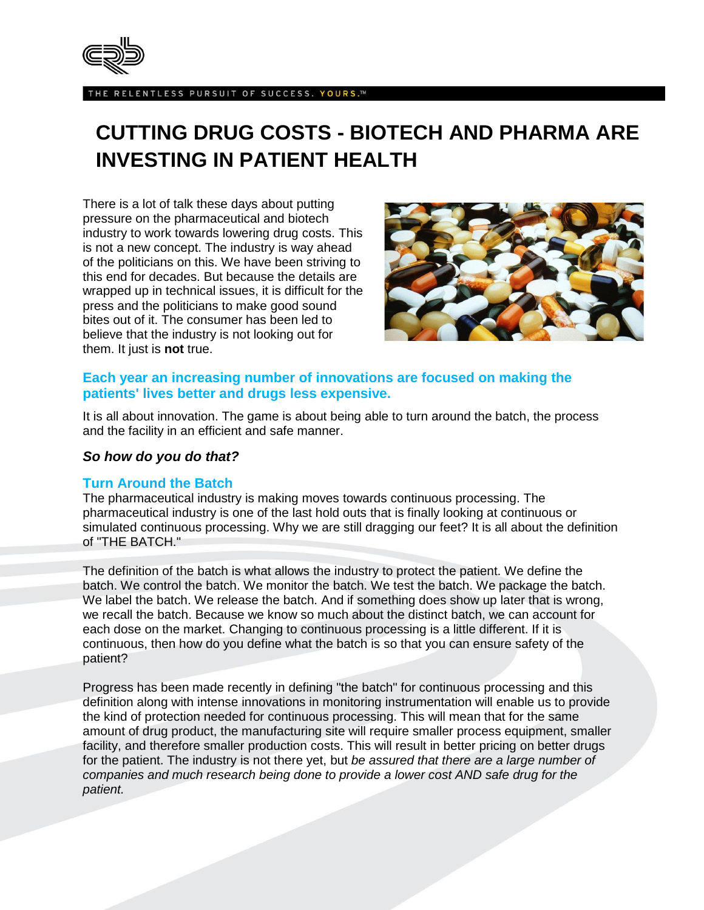THE RELENTLESS PURSUIT OF SUCCESS. YOURS.™

# CUTTING DRUG COSTS - BIOTECH AND PHARMA ARE INVESTING IN PATIENT HEALTH

There is a lot of talk these days about putting pressure on the pharmaceutical and biotech industry to work towards lowering drug costs. This is not a new concept. The industry is way ahead of the politicians on this. We have been striving to this end for decades. But because the details are wrapped up in technical issues, it is difficult for the press and the politicians to make good sound bites out of it. The consumer has been led to believe that the industry is not looking out for them. It just is **not** true.

## Each year an increasing number of innovations are focused on making the patients' lives better and drugs less expensive.

It is all about innovation. The game is about being able to turn around the batch, the process and the facility in an efficient and safe manner.

***So how do you do that?***

### Turn Around the Batch

The pharmaceutical industry is making moves towards continuous processing. The pharmaceutical industry is one of the last hold outs that is finally looking at continuous or simulated continuous processing. Why we are still dragging our feet? It is all about the definition of "THE BATCH."

The definition of the batch is what allows the industry to protect the patient. We define the batch. We control the batch. We monitor the batch. We test the batch. We package the batch. We label the batch. We release the batch. And if something does show up later that is wrong, we recall the batch. Because we know so much about the distinct batch, we can account for each dose on the market. Changing to continuous processing is a little different. If it is continuous, then how do you define what the batch is so that you can ensure safety of the patient?

Progress has been made recently in defining "the batch" for continuous processing and this definition along with intense innovations in monitoring instrumentation will enable us to provide the kind of protection needed for continuous processing. This will mean that for the same amount of drug product, the manufacturing site will require smaller process equipment, smaller facility, and therefore smaller production costs. This will result in better pricing on better drugs for the patient. The industry is not there yet, but *be assured that there are a large number of companies and much research being done to provide a lower cost AND safe drug for the patient.*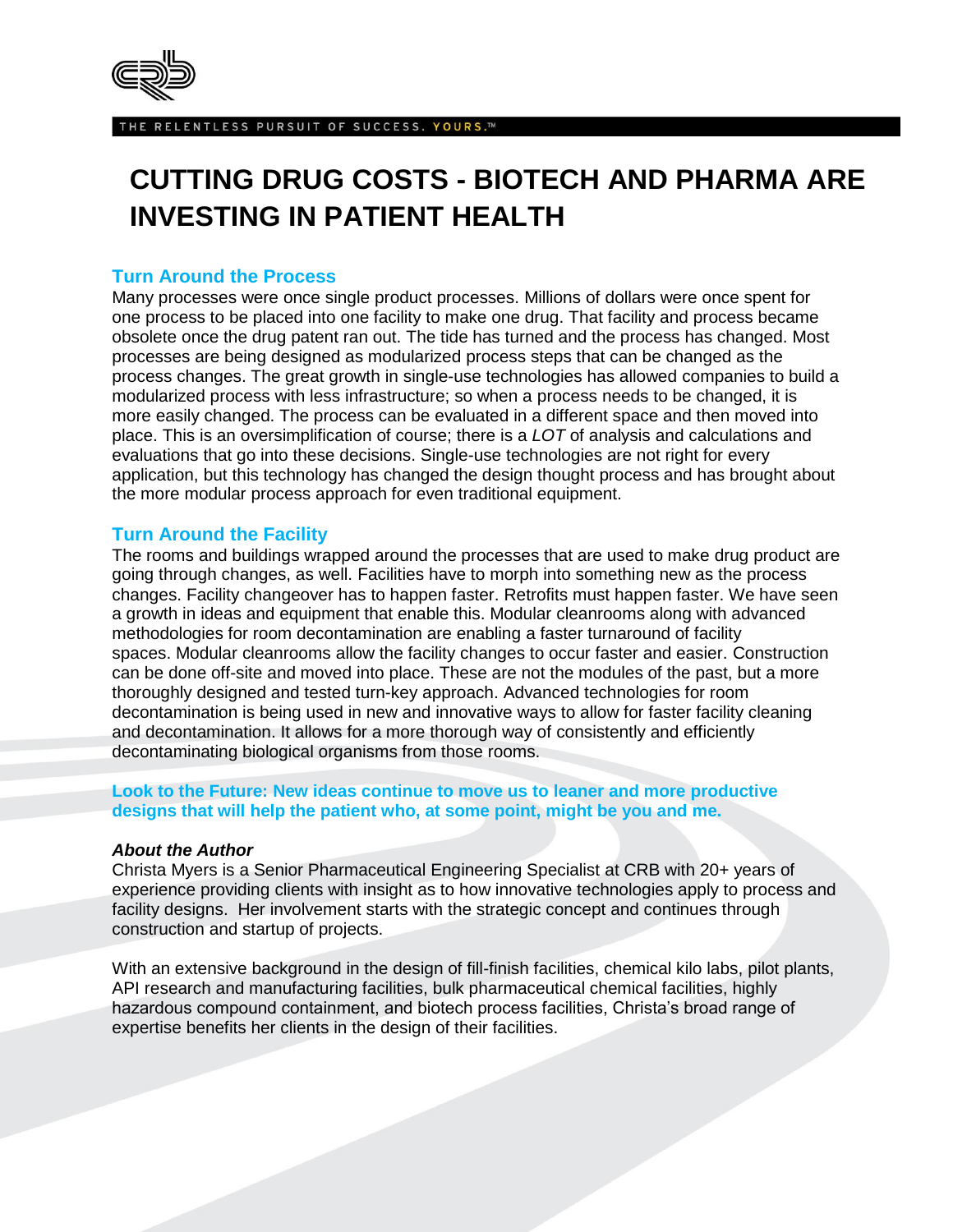THE RELENTLESS PURSUIT OF SUCCESS. YOURS.™

# CUTTING DRUG COSTS - BIOTECH AND PHARMA ARE INVESTING IN PATIENT HEALTH

## Turn Around the Process

Many processes were once single product processes. Millions of dollars were once spent for one process to be placed into one facility to make one drug. That facility and process became obsolete once the drug patent ran out. The tide has turned and the process has changed. Most processes are being designed as modularized process steps that can be changed as the process changes. The great growth in single-use technologies has allowed companies to build a modularized process with less infrastructure; so when a process needs to be changed, it is more easily changed. The process can be evaluated in a different space and then moved into place. This is an oversimplification of course; there is a *LOT* of analysis and calculations and evaluations that go into these decisions. Single-use technologies are not right for every application, but this technology has changed the design thought process and has brought about the more modular process approach for even traditional equipment.

## Turn Around the Facility

The rooms and buildings wrapped around the processes that are used to make drug product are going through changes, as well. Facilities have to morph into something new as the process changes. Facility changeover has to happen faster. Retrofits must happen faster. We have seen a growth in ideas and equipment that enable this. Modular cleanrooms along with advanced methodologies for room decontamination are enabling a faster turnaround of facility spaces. Modular cleanrooms allow the facility changes to occur faster and easier. Construction can be done off-site and moved into place. These are not the modules of the past, but a more thoroughly designed and tested turn-key approach. Advanced technologies for room decontamination is being used in new and innovative ways to allow for faster facility cleaning and decontamination. It allows for a more thorough way of consistently and efficiently decontaminating biological organisms from those rooms.

**Look to the Future: New ideas continue to move us to leaner and more productive designs that will help the patient who, at some point, might be you and me.**

***About the Author***

Christa Myers is a Senior Pharmaceutical Engineering Specialist at CRB with 20+ years of experience providing clients with insight as to how innovative technologies apply to process and facility designs. Her involvement starts with the strategic concept and continues through construction and startup of projects.

With an extensive background in the design of fill-finish facilities, chemical kilo labs, pilot plants, API research and manufacturing facilities, bulk pharmaceutical chemical facilities, highly hazardous compound containment, and biotech process facilities, Christa's broad range of expertise benefits her clients in the design of their facilities.